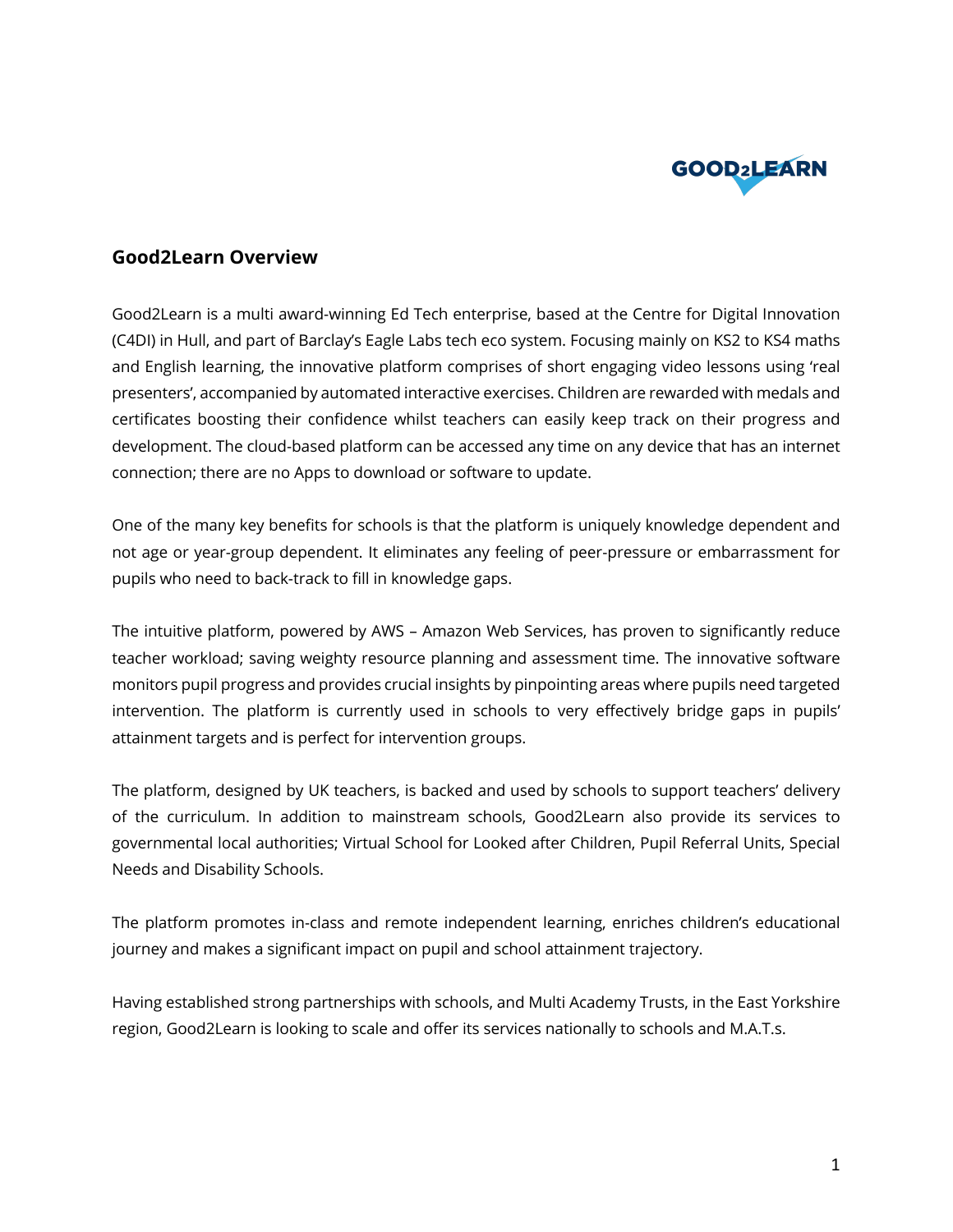## Good2Learn Overview

Good2Learn is a multi award-winning Ed Tech enterprise, based at the Centre for Digital Innovation (C4DI) in Hull, and part of Barclay's Eagle Labs tech eco system. Focusing mainly on KS2 to KS4 maths and English learning, the innovative platform comprises of short engaging video lessons using 'real presenters', accompanied by automated interactive exercises. Children are rewarded with medals and certificates boosting their confidence whilst teachers can easily keep track on their progress and development. The cloud-based platform can be accessed any time on any device that has an internet connection; there are no Apps to download or software to update.

One of the many key benefits for schools is that the platform is uniquely knowledge dependent and not age or year-group dependent. It eliminates any feeling of peer-pressure or embarrassment for pupils who need to back-track to fill in knowledge gaps.

The intuitive platform, powered by AWS – Amazon Web Services, has proven to significantly reduce teacher workload; saving weighty resource planning and assessment time. The innovative software monitors pupil progress and provides crucial insights by pinpointing areas where pupils need targeted intervention. The platform is currently used in schools to very effectively bridge gaps in pupils' attainment targets and is perfect for intervention groups.

The platform, designed by UK teachers, is backed and used by schools to support teachers' delivery of the curriculum. In addition to mainstream schools, Good2Learn also provide its services to governmental local authorities; Virtual School for Looked after Children, Pupil Referral Units, Special Needs and Disability Schools.

The platform promotes in-class and remote independent learning, enriches children's educational journey and makes a significant impact on pupil and school attainment trajectory.

Having established strong partnerships with schools, and Multi Academy Trusts, in the East Yorkshire region, Good2Learn is looking to scale and offer its services nationally to schools and M.A.T.s.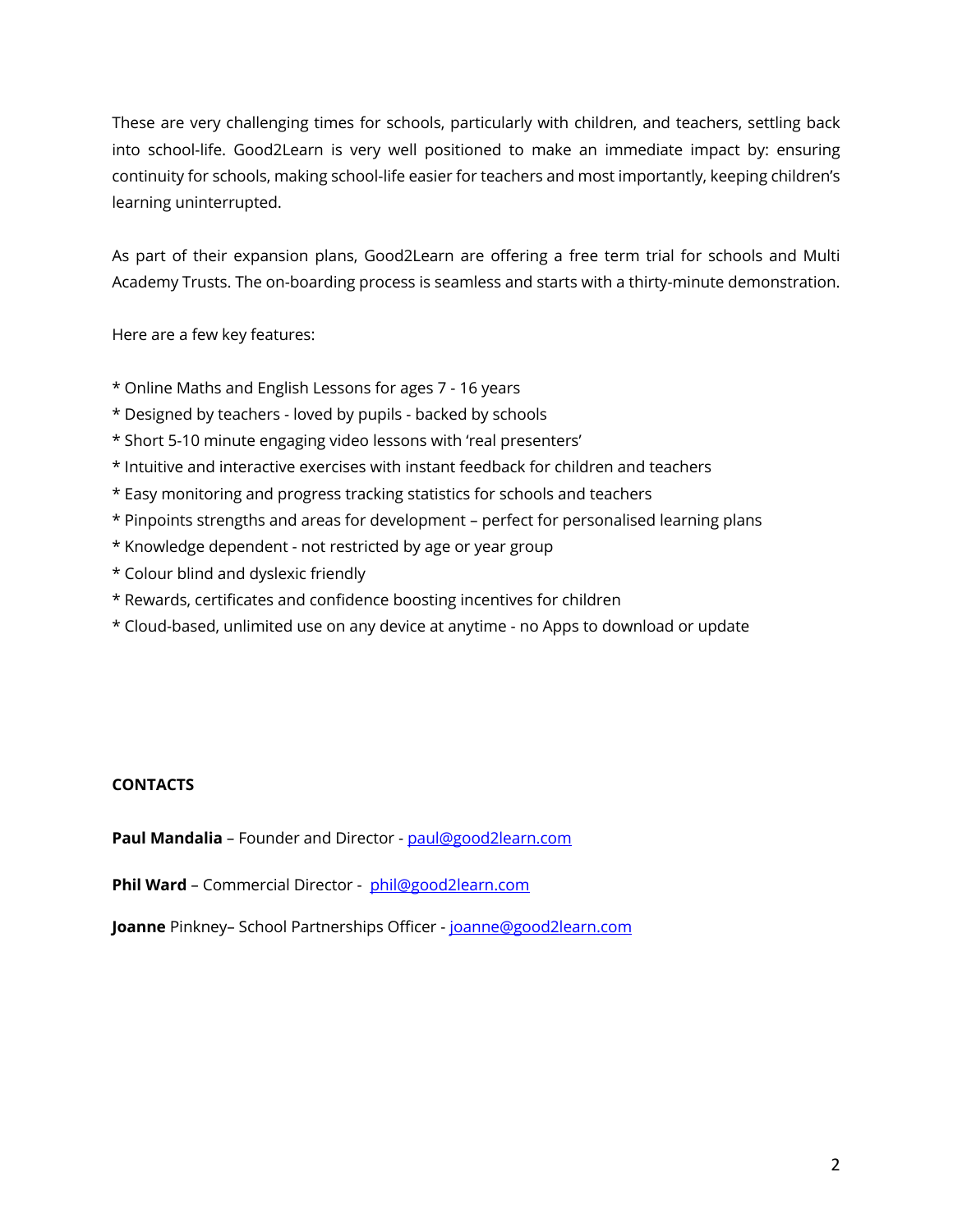These are very challenging times for schools, particularly with children, and teachers, settling back into school-life. Good2Learn is very well positioned to make an immediate impact by: ensuring continuity for schools, making school-life easier for teachers and most importantly, keeping children's learning uninterrupted.

As part of their expansion plans, Good2Learn are offering a free term trial for schools and Multi Academy Trusts. The on-boarding process is seamless and starts with a thirty-minute demonstration.

Here are a few key features:

* Online Maths and English Lessons for ages 7 - 16 years
* Designed by teachers - loved by pupils - backed by schools
* Short 5-10 minute engaging video lessons with 'real presenters'
* Intuitive and interactive exercises with instant feedback for children and teachers
* Easy monitoring and progress tracking statistics for schools and teachers
* Pinpoints strengths and areas for development – perfect for personalised learning plans
* Knowledge dependent - not restricted by age or year group
* Colour blind and dyslexic friendly
* Rewards, certificates and confidence boosting incentives for children
* Cloud-based, unlimited use on any device at anytime - no Apps to download or update

**CONTACTS**

**Paul Mandalia** – Founder and Director - paul@good2learn.com

**Phil Ward** – Commercial Director - phil@good2learn.com

**Joanne** Pinkney– School Partnerships Officer - joanne@good2learn.com